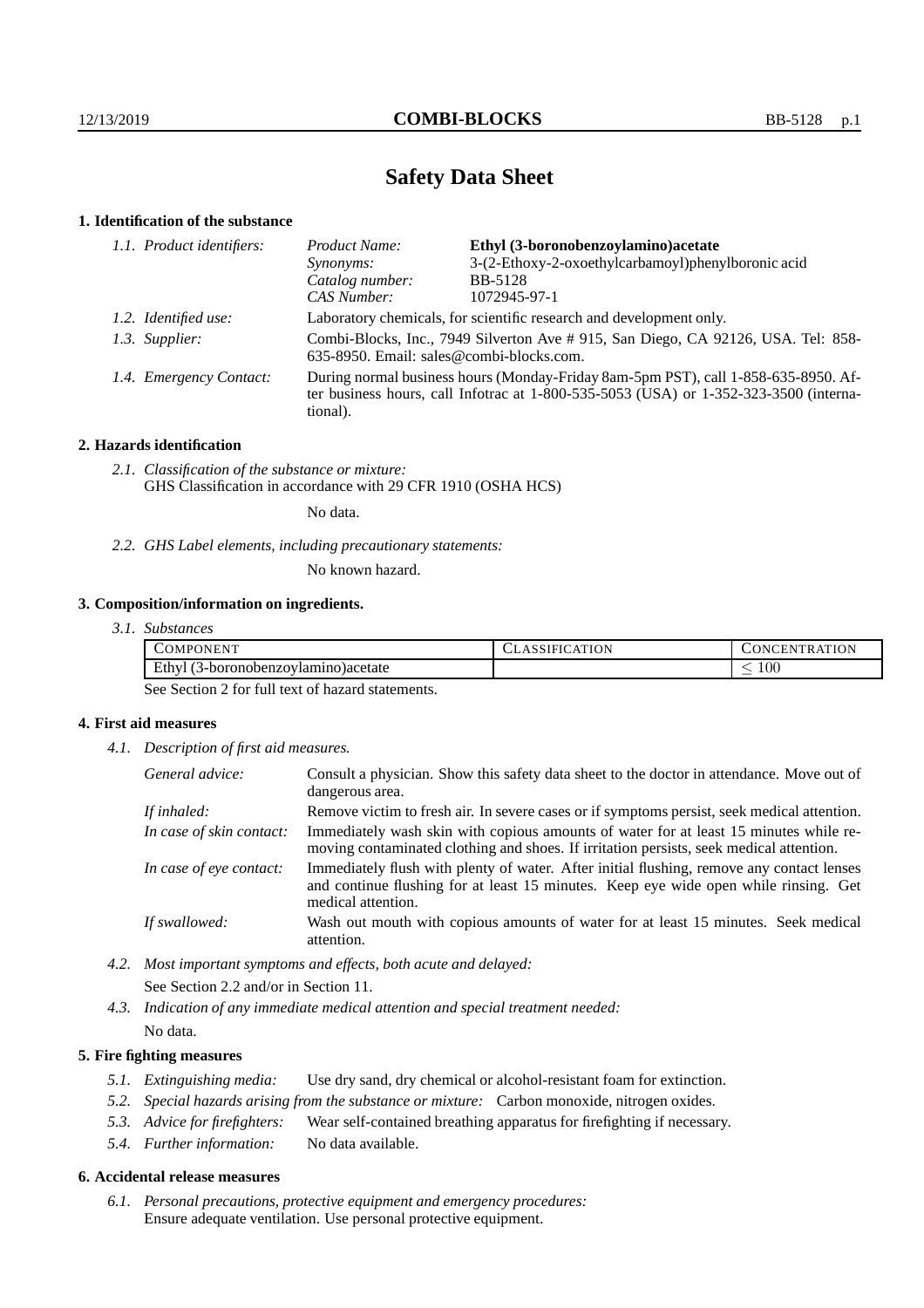# Safety Data Sheet

## 1. Identification of the substance

*1.1. Product identifiers:*

| | |
|---|---|
| *Product Name:* | **Ethyl (3-boronobenzoylamino)acetate** |
| *Synonyms:* | 3-(2-Ethoxy-2-oxoethylcarbamoyl)phenylboronic acid |
| *Catalog number:* | BB-5128 |
| *CAS Number:* | 1072945-97-1 |

*1.2. Identified use:* Laboratory chemicals, for scientific research and development only.

*1.3. Supplier:* Combi-Blocks, Inc., 7949 Silverton Ave # 915, San Diego, CA 92126, USA. Tel: 858-635-8950. Email: sales@combi-blocks.com.

*1.4. Emergency Contact:* During normal business hours (Monday-Friday 8am-5pm PST), call 1-858-635-8950. After business hours, call Infotrac at 1-800-535-5053 (USA) or 1-352-323-3500 (international).

## 2. Hazards identification

*2.1. Classification of the substance or mixture:*
GHS Classification in accordance with 29 CFR 1910 (OSHA HCS)

No data.

*2.2. GHS Label elements, including precautionary statements:*

No known hazard.

## 3. Composition/information on ingredients.

*3.1. Substances*

| COMPONENT | CLASSIFICATION | CONCENTRATION |
|---|---|---|
| Ethyl (3-boronobenzoylamino)acetate | | $\leq 100$ |

See Section 2 for full text of hazard statements.

## 4. First aid measures

*4.1. Description of first aid measures.*

| | |
|---|---|
| *General advice:* | Consult a physician. Show this safety data sheet to the doctor in attendance. Move out of dangerous area. |
| *If inhaled:* | Remove victim to fresh air. In severe cases or if symptoms persist, seek medical attention. |
| *In case of skin contact:* | Immediately wash skin with copious amounts of water for at least 15 minutes while removing contaminated clothing and shoes. If irritation persists, seek medical attention. |
| *In case of eye contact:* | Immediately flush with plenty of water. After initial flushing, remove any contact lenses and continue flushing for at least 15 minutes. Keep eye wide open while rinsing. Get medical attention. |
| *If swallowed:* | Wash out mouth with copious amounts of water for at least 15 minutes. Seek medical attention. |

*4.2. Most important symptoms and effects, both acute and delayed:*
See Section 2.2 and/or in Section 11.

*4.3. Indication of any immediate medical attention and special treatment needed:*
No data.

## 5. Fire fighting measures

*5.1. Extinguishing media:* Use dry sand, dry chemical or alcohol-resistant foam for extinction.

*5.2. Special hazards arising from the substance or mixture:* Carbon monoxide, nitrogen oxides.

*5.3. Advice for firefighters:* Wear self-contained breathing apparatus for firefighting if necessary.

*5.4. Further information:* No data available.

## 6. Accidental release measures

*6.1. Personal precautions, protective equipment and emergency procedures:*
Ensure adequate ventilation. Use personal protective equipment.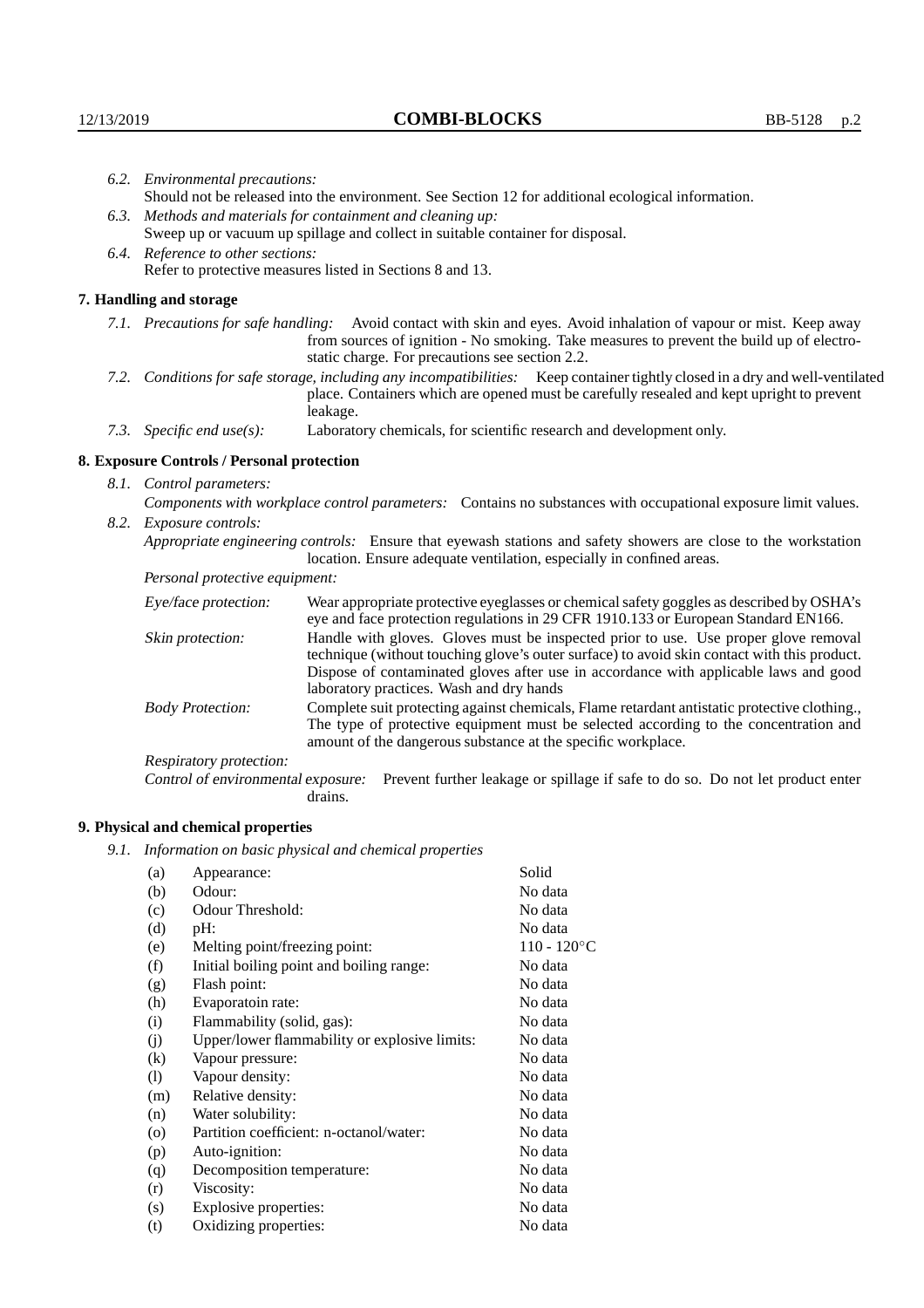6.2. *Environmental precautions:*
Should not be released into the environment. See Section 12 for additional ecological information.

6.3. *Methods and materials for containment and cleaning up:*
Sweep up or vacuum up spillage and collect in suitable container for disposal.

6.4. *Reference to other sections:*
Refer to protective measures listed in Sections 8 and 13.

## 7. Handling and storage

7.1. *Precautions for safe handling:* Avoid contact with skin and eyes. Avoid inhalation of vapour or mist. Keep away from sources of ignition - No smoking. Take measures to prevent the build up of electrostatic charge. For precautions see section 2.2.

7.2. *Conditions for safe storage, including any incompatibilities:* Keep container tightly closed in a dry and well-ventilated place. Containers which are opened must be carefully resealed and kept upright to prevent leakage.

7.3. *Specific end use(s):* Laboratory chemicals, for scientific research and development only.

## 8. Exposure Controls / Personal protection

8.1. *Control parameters:*
*Components with workplace control parameters:* Contains no substances with occupational exposure limit values.

8.2. *Exposure controls:*
*Appropriate engineering controls:* Ensure that eyewash stations and safety showers are close to the workstation location. Ensure adequate ventilation, especially in confined areas.

*Personal protective equipment:*

*Eye/face protection:* Wear appropriate protective eyeglasses or chemical safety goggles as described by OSHA's eye and face protection regulations in 29 CFR 1910.133 or European Standard EN166.

*Skin protection:* Handle with gloves. Gloves must be inspected prior to use. Use proper glove removal technique (without touching glove's outer surface) to avoid skin contact with this product. Dispose of contaminated gloves after use in accordance with applicable laws and good laboratory practices. Wash and dry hands

*Body Protection:* Complete suit protecting against chemicals, Flame retardant antistatic protective clothing., The type of protective equipment must be selected according to the concentration and amount of the dangerous substance at the specific workplace.

*Respiratory protection:*

*Control of environmental exposure:* Prevent further leakage or spillage if safe to do so. Do not let product enter drains.

## 9. Physical and chemical properties

9.1. *Information on basic physical and chemical properties*

| | | |
|---|---|---|
| (a) | Appearance: | Solid |
| (b) | Odour: | No data |
| (c) | Odour Threshold: | No data |
| (d) | pH: | No data |
| (e) | Melting point/freezing point: | 110 - 120°C |
| (f) | Initial boiling point and boiling range: | No data |
| (g) | Flash point: | No data |
| (h) | Evaporatoin rate: | No data |
| (i) | Flammability (solid, gas): | No data |
| (j) | Upper/lower flammability or explosive limits: | No data |
| (k) | Vapour pressure: | No data |
| (l) | Vapour density: | No data |
| (m) | Relative density: | No data |
| (n) | Water solubility: | No data |
| (o) | Partition coefficient: n-octanol/water: | No data |
| (p) | Auto-ignition: | No data |
| (q) | Decomposition temperature: | No data |
| (r) | Viscosity: | No data |
| (s) | Explosive properties: | No data |
| (t) | Oxidizing properties: | No data |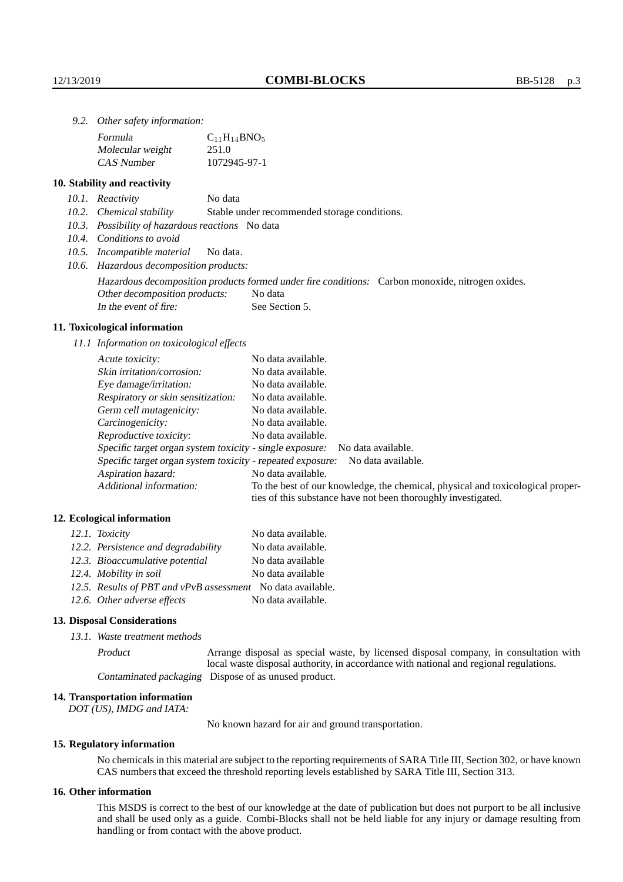*9.2. Other safety information:*

| | |
|---|---|
| *Formula* | $C_{11}H_{14}BNO_5$ |
| *Molecular weight* | 251.0 |
| *CAS Number* | 1072945-97-1 |

## 10. Stability and reactivity

*10.1. Reactivity* No data

*10.2. Chemical stability* Stable under recommended storage conditions.

*10.3. Possibility of hazardous reactions* No data

*10.4. Conditions to avoid*

*10.5. Incompatible material* No data.

*10.6. Hazardous decomposition products:*

*Hazardous decomposition products formed under fire conditions:* Carbon monoxide, nitrogen oxides.

*Other decomposition products:* No data

*In the event of fire:* See Section 5.

## 11. Toxicological information

*11.1 Information on toxicological effects*

| | |
|---|---|
| *Acute toxicity:* | No data available. |
| *Skin irritation/corrosion:* | No data available. |
| *Eye damage/irritation:* | No data available. |
| *Respiratory or skin sensitization:* | No data available. |
| *Germ cell mutagenicity:* | No data available. |
| *Carcinogenicity:* | No data available. |
| *Reproductive toxicity:* | No data available. |
| *Specific target organ system toxicity - single exposure:* | No data available. |
| *Specific target organ system toxicity - repeated exposure:* | No data available. |
| *Aspiration hazard:* | No data available. |
| *Additional information:* | To the best of our knowledge, the chemical, physical and toxicological properties of this substance have not been thoroughly investigated. |

## 12. Ecological information

| | |
|---|---|
| *12.1. Toxicity* | No data available. |
| *12.2. Persistence and degradability* | No data available. |
| *12.3. Bioaccumulative potential* | No data available |
| *12.4. Mobility in soil* | No data available |
| *12.5. Results of PBT and vPvB assessment* | No data available. |
| *12.6. Other adverse effects* | No data available. |

## 13. Disposal Considerations

*13.1. Waste treatment methods*

*Product* Arrange disposal as special waste, by licensed disposal company, in consultation with local waste disposal authority, in accordance with national and regional regulations.

*Contaminated packaging* Dispose of as unused product.

## 14. Transportation information

*DOT (US), IMDG and IATA:*

No known hazard for air and ground transportation.

## 15. Regulatory information

No chemicals in this material are subject to the reporting requirements of SARA Title III, Section 302, or have known CAS numbers that exceed the threshold reporting levels established by SARA Title III, Section 313.

## 16. Other information

This MSDS is correct to the best of our knowledge at the date of publication but does not purport to be all inclusive and shall be used only as a guide. Combi-Blocks shall not be held liable for any injury or damage resulting from handling or from contact with the above product.